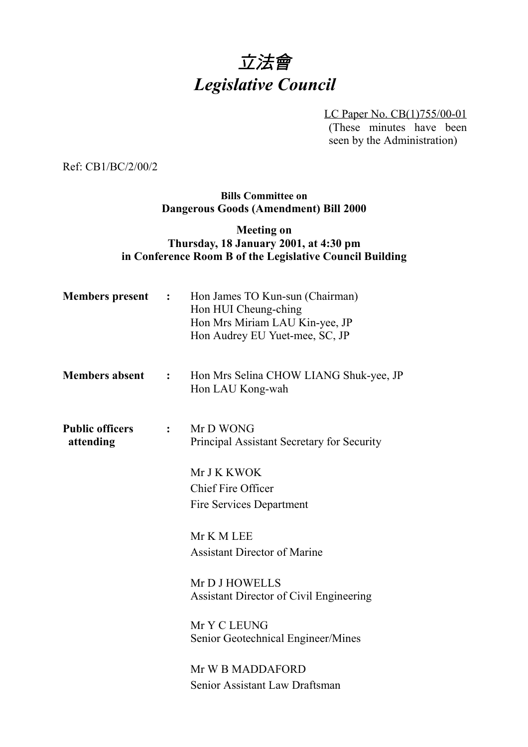# 立法會
# *Legislative Council*

LC Paper No. CB(1)755/00-01
(These minutes have been seen by the Administration)

Ref: CB1/BC/2/00/2

**Bills Committee on**
**Dangerous Goods (Amendment) Bill 2000**

**Meeting on**
**Thursday, 18 January 2001, at 4:30 pm**
**in Conference Room B of the Legislative Council Building**

| | | |
|---|---|---|
| **Members present** | **:** | Hon James TO Kun-sun (Chairman)<br>Hon HUI Cheung-ching<br>Hon Mrs Miriam LAU Kin-yee, JP<br>Hon Audrey EU Yuet-mee, SC, JP |
| **Members absent** | **:** | Hon Mrs Selina CHOW LIANG Shuk-yee, JP<br>Hon LAU Kong-wah |
| **Public officers attending** | **:** | Mr D WONG<br>Principal Assistant Secretary for Security<br><br>Mr J K KWOK<br>Chief Fire Officer<br>Fire Services Department<br><br>Mr K M LEE<br>Assistant Director of Marine<br><br>Mr D J HOWELLS<br>Assistant Director of Civil Engineering<br><br>Mr Y C LEUNG<br>Senior Geotechnical Engineer/Mines<br><br>Mr W B MADDAFORD<br>Senior Assistant Law Draftsman |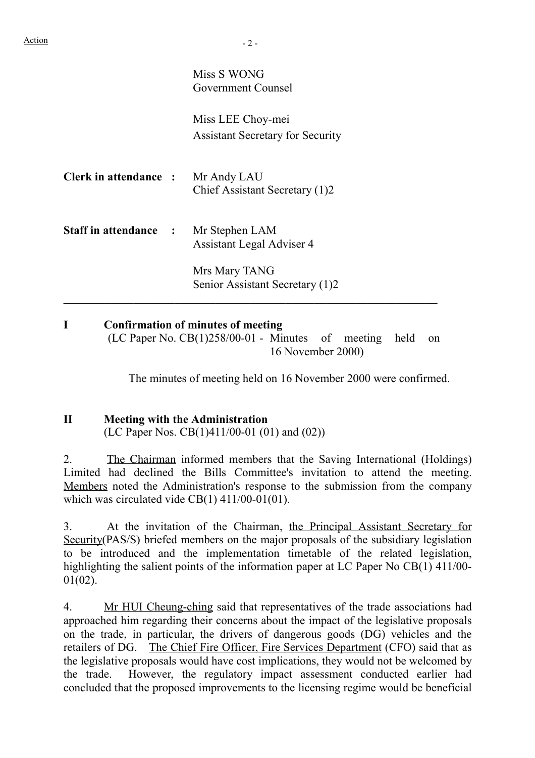Action

Miss S WONG
Government Counsel

Miss LEE Choy-mei
Assistant Secretary for Security

**Clerk in attendance :** Mr Andy LAU
Chief Assistant Secretary (1)2

**Staff in attendance :** Mr Stephen LAM
Assistant Legal Adviser 4

Mrs Mary TANG
Senior Assistant Secretary (1)2

---

**I Confirmation of minutes of meeting**
(LC Paper No. CB(1)258/00-01 - Minutes of meeting held on 16 November 2000)

The minutes of meeting held on 16 November 2000 were confirmed.

**II Meeting with the Administration**
(LC Paper Nos. CB(1)411/00-01 (01) and (02))

2. The Chairman informed members that the Saving International (Holdings) Limited had declined the Bills Committee's invitation to attend the meeting. Members noted the Administration's response to the submission from the company which was circulated vide CB(1) 411/00-01(01).

3. At the invitation of the Chairman, the Principal Assistant Secretary for Security(PAS/S) briefed members on the major proposals of the subsidiary legislation to be introduced and the implementation timetable of the related legislation, highlighting the salient points of the information paper at LC Paper No CB(1) 411/00-01(02).

4. Mr HUI Cheung-ching said that representatives of the trade associations had approached him regarding their concerns about the impact of the legislative proposals on the trade, in particular, the drivers of dangerous goods (DG) vehicles and the retailers of DG. The Chief Fire Officer, Fire Services Department (CFO) said that as the legislative proposals would have cost implications, they would not be welcomed by the trade. However, the regulatory impact assessment conducted earlier had concluded that the proposed improvements to the licensing regime would be beneficial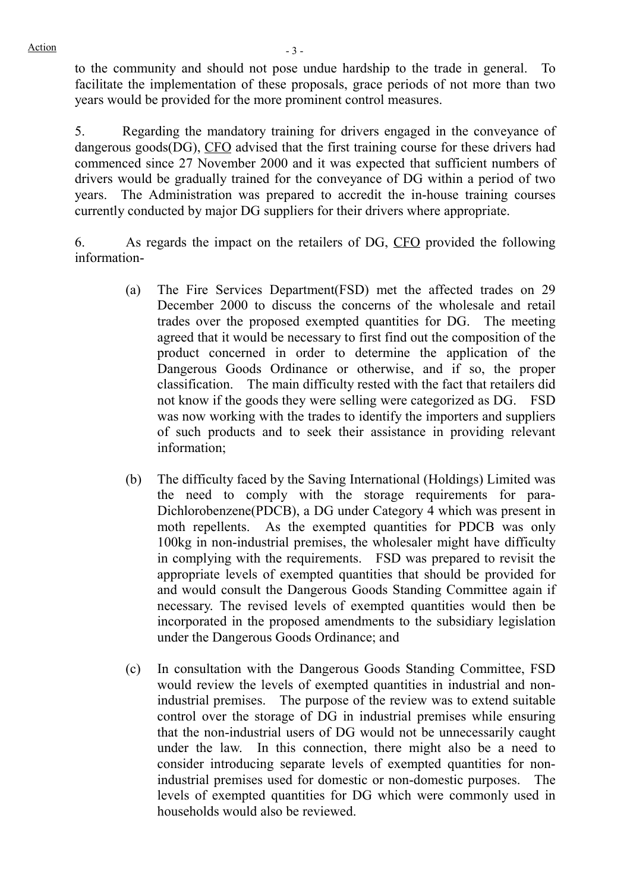to the community and should not pose undue hardship to the trade in general. To facilitate the implementation of these proposals, grace periods of not more than two years would be provided for the more prominent control measures.

5. Regarding the mandatory training for drivers engaged in the conveyance of dangerous goods(DG), CFO advised that the first training course for these drivers had commenced since 27 November 2000 and it was expected that sufficient numbers of drivers would be gradually trained for the conveyance of DG within a period of two years. The Administration was prepared to accredit the in-house training courses currently conducted by major DG suppliers for their drivers where appropriate.

6. As regards the impact on the retailers of DG, CFO provided the following information-

(a) The Fire Services Department(FSD) met the affected trades on 29 December 2000 to discuss the concerns of the wholesale and retail trades over the proposed exempted quantities for DG. The meeting agreed that it would be necessary to first find out the composition of the product concerned in order to determine the application of the Dangerous Goods Ordinance or otherwise, and if so, the proper classification. The main difficulty rested with the fact that retailers did not know if the goods they were selling were categorized as DG. FSD was now working with the trades to identify the importers and suppliers of such products and to seek their assistance in providing relevant information;

(b) The difficulty faced by the Saving International (Holdings) Limited was the need to comply with the storage requirements for para-Dichlorobenzene(PDCB), a DG under Category 4 which was present in moth repellents. As the exempted quantities for PDCB was only 100kg in non-industrial premises, the wholesaler might have difficulty in complying with the requirements. FSD was prepared to revisit the appropriate levels of exempted quantities that should be provided for and would consult the Dangerous Goods Standing Committee again if necessary. The revised levels of exempted quantities would then be incorporated in the proposed amendments to the subsidiary legislation under the Dangerous Goods Ordinance; and

(c) In consultation with the Dangerous Goods Standing Committee, FSD would review the levels of exempted quantities in industrial and non-industrial premises. The purpose of the review was to extend suitable control over the storage of DG in industrial premises while ensuring that the non-industrial users of DG would not be unnecessarily caught under the law. In this connection, there might also be a need to consider introducing separate levels of exempted quantities for non-industrial premises used for domestic or non-domestic purposes. The levels of exempted quantities for DG which were commonly used in households would also be reviewed.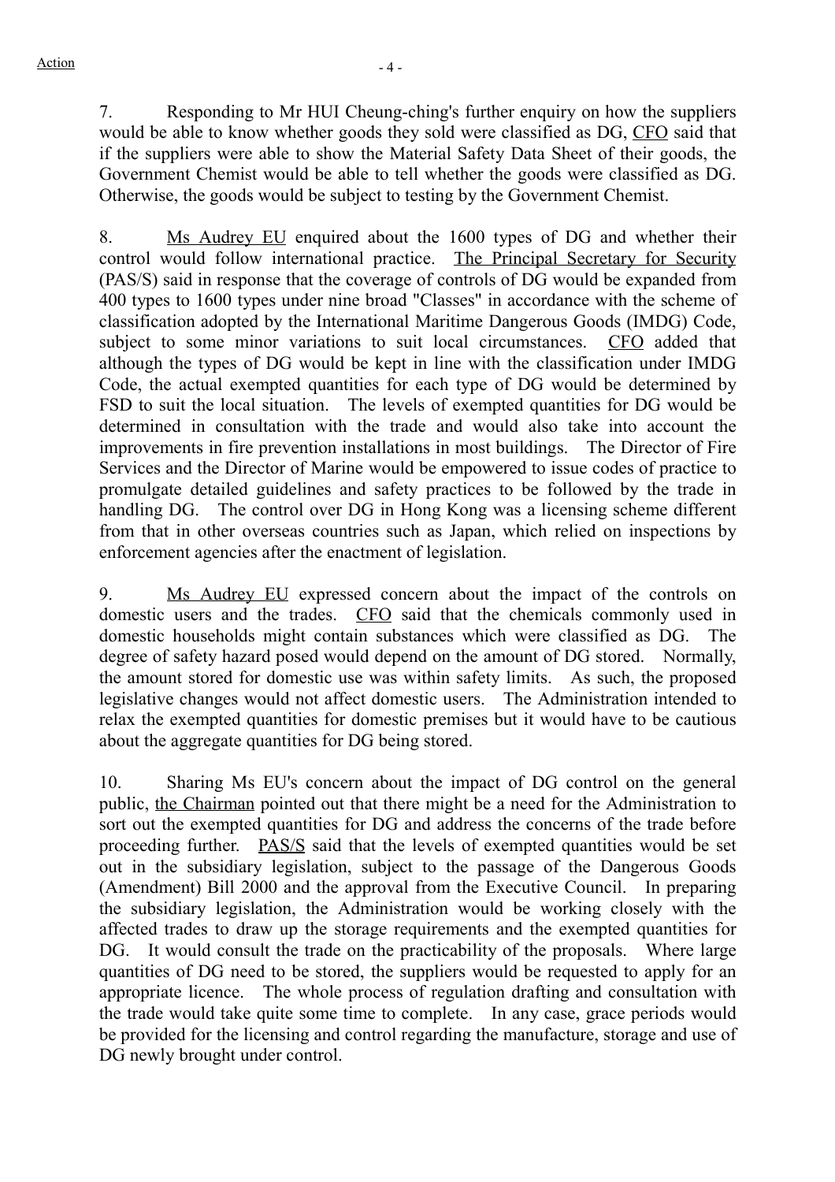7. Responding to Mr HUI Cheung-ching's further enquiry on how the suppliers would be able to know whether goods they sold were classified as DG, CFO said that if the suppliers were able to show the Material Safety Data Sheet of their goods, the Government Chemist would be able to tell whether the goods were classified as DG. Otherwise, the goods would be subject to testing by the Government Chemist.

8. Ms Audrey EU enquired about the 1600 types of DG and whether their control would follow international practice. The Principal Secretary for Security (PAS/S) said in response that the coverage of controls of DG would be expanded from 400 types to 1600 types under nine broad "Classes" in accordance with the scheme of classification adopted by the International Maritime Dangerous Goods (IMDG) Code, subject to some minor variations to suit local circumstances. CFO added that although the types of DG would be kept in line with the classification under IMDG Code, the actual exempted quantities for each type of DG would be determined by FSD to suit the local situation. The levels of exempted quantities for DG would be determined in consultation with the trade and would also take into account the improvements in fire prevention installations in most buildings. The Director of Fire Services and the Director of Marine would be empowered to issue codes of practice to promulgate detailed guidelines and safety practices to be followed by the trade in handling DG. The control over DG in Hong Kong was a licensing scheme different from that in other overseas countries such as Japan, which relied on inspections by enforcement agencies after the enactment of legislation.

9. Ms Audrey EU expressed concern about the impact of the controls on domestic users and the trades. CFO said that the chemicals commonly used in domestic households might contain substances which were classified as DG. The degree of safety hazard posed would depend on the amount of DG stored. Normally, the amount stored for domestic use was within safety limits. As such, the proposed legislative changes would not affect domestic users. The Administration intended to relax the exempted quantities for domestic premises but it would have to be cautious about the aggregate quantities for DG being stored.

10. Sharing Ms EU's concern about the impact of DG control on the general public, the Chairman pointed out that there might be a need for the Administration to sort out the exempted quantities for DG and address the concerns of the trade before proceeding further. PAS/S said that the levels of exempted quantities would be set out in the subsidiary legislation, subject to the passage of the Dangerous Goods (Amendment) Bill 2000 and the approval from the Executive Council. In preparing the subsidiary legislation, the Administration would be working closely with the affected trades to draw up the storage requirements and the exempted quantities for DG. It would consult the trade on the practicability of the proposals. Where large quantities of DG need to be stored, the suppliers would be requested to apply for an appropriate licence. The whole process of regulation drafting and consultation with the trade would take quite some time to complete. In any case, grace periods would be provided for the licensing and control regarding the manufacture, storage and use of DG newly brought under control.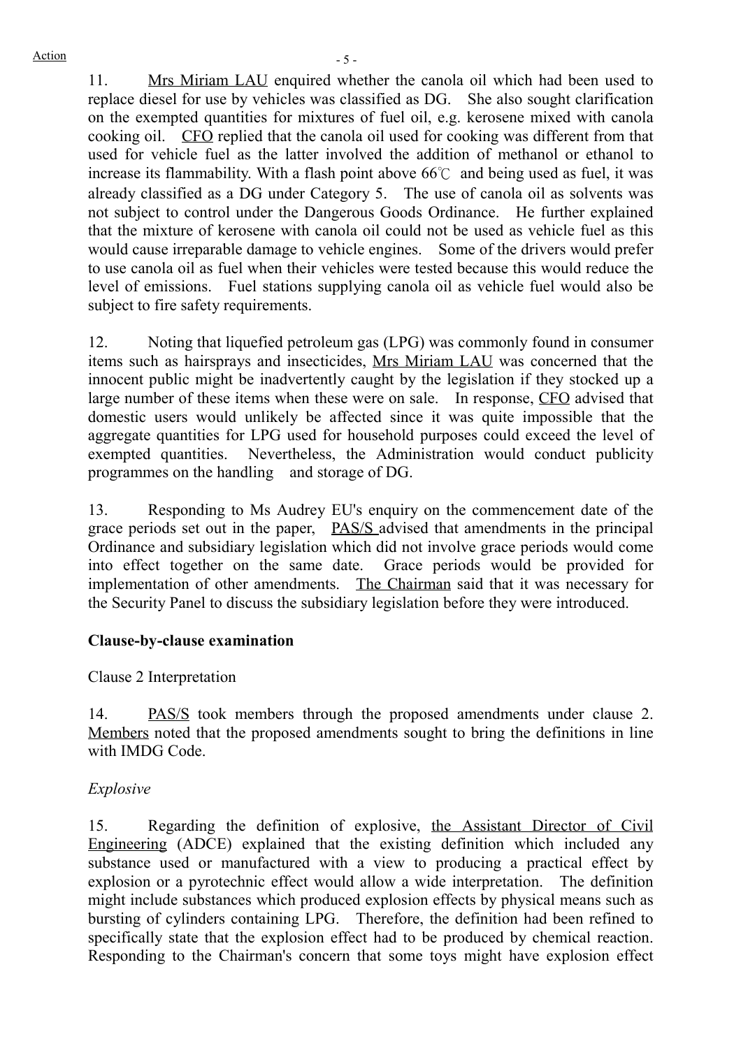11. Mrs Miriam LAU enquired whether the canola oil which had been used to replace diesel for use by vehicles was classified as DG. She also sought clarification on the exempted quantities for mixtures of fuel oil, e.g. kerosene mixed with canola cooking oil. CFO replied that the canola oil used for cooking was different from that used for vehicle fuel as the latter involved the addition of methanol or ethanol to increase its flammability. With a flash point above 66℃ and being used as fuel, it was already classified as a DG under Category 5. The use of canola oil as solvents was not subject to control under the Dangerous Goods Ordinance. He further explained that the mixture of kerosene with canola oil could not be used as vehicle fuel as this would cause irreparable damage to vehicle engines. Some of the drivers would prefer to use canola oil as fuel when their vehicles were tested because this would reduce the level of emissions. Fuel stations supplying canola oil as vehicle fuel would also be subject to fire safety requirements.

12. Noting that liquefied petroleum gas (LPG) was commonly found in consumer items such as hairsprays and insecticides, Mrs Miriam LAU was concerned that the innocent public might be inadvertently caught by the legislation if they stocked up a large number of these items when these were on sale. In response, CFO advised that domestic users would unlikely be affected since it was quite impossible that the aggregate quantities for LPG used for household purposes could exceed the level of exempted quantities. Nevertheless, the Administration would conduct publicity programmes on the handling and storage of DG.

13. Responding to Ms Audrey EU's enquiry on the commencement date of the grace periods set out in the paper, PAS/S advised that amendments in the principal Ordinance and subsidiary legislation which did not involve grace periods would come into effect together on the same date. Grace periods would be provided for implementation of other amendments. The Chairman said that it was necessary for the Security Panel to discuss the subsidiary legislation before they were introduced.

**Clause-by-clause examination**

Clause 2 Interpretation

14. PAS/S took members through the proposed amendments under clause 2. Members noted that the proposed amendments sought to bring the definitions in line with IMDG Code.

*Explosive*

15. Regarding the definition of explosive, the Assistant Director of Civil Engineering (ADCE) explained that the existing definition which included any substance used or manufactured with a view to producing a practical effect by explosion or a pyrotechnic effect would allow a wide interpretation. The definition might include substances which produced explosion effects by physical means such as bursting of cylinders containing LPG. Therefore, the definition had been refined to specifically state that the explosion effect had to be produced by chemical reaction. Responding to the Chairman's concern that some toys might have explosion effect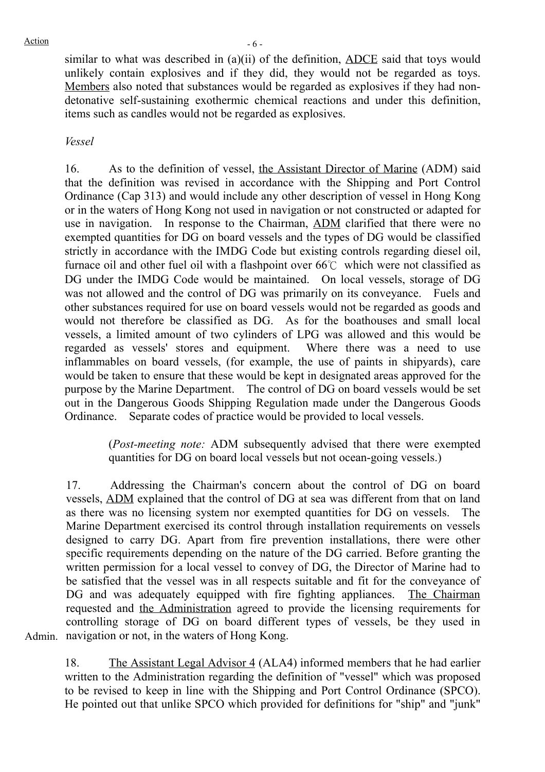similar to what was described in (a)(ii) of the definition, ADCE said that toys would unlikely contain explosives and if they did, they would not be regarded as toys. Members also noted that substances would be regarded as explosives if they had non-detonative self-sustaining exothermic chemical reactions and under this definition, items such as candles would not be regarded as explosives.

*Vessel*

16. As to the definition of vessel, the Assistant Director of Marine (ADM) said that the definition was revised in accordance with the Shipping and Port Control Ordinance (Cap 313) and would include any other description of vessel in Hong Kong or in the waters of Hong Kong not used in navigation or not constructed or adapted for use in navigation. In response to the Chairman, ADM clarified that there were no exempted quantities for DG on board vessels and the types of DG would be classified strictly in accordance with the IMDG Code but existing controls regarding diesel oil, furnace oil and other fuel oil with a flashpoint over 66℃ which were not classified as DG under the IMDG Code would be maintained. On local vessels, storage of DG was not allowed and the control of DG was primarily on its conveyance. Fuels and other substances required for use on board vessels would not be regarded as goods and would not therefore be classified as DG. As for the boathouses and small local vessels, a limited amount of two cylinders of LPG was allowed and this would be regarded as vessels' stores and equipment. Where there was a need to use inflammables on board vessels, (for example, the use of paints in shipyards), care would be taken to ensure that these would be kept in designated areas approved for the purpose by the Marine Department. The control of DG on board vessels would be set out in the Dangerous Goods Shipping Regulation made under the Dangerous Goods Ordinance. Separate codes of practice would be provided to local vessels.

> (*Post-meeting note:* ADM subsequently advised that there were exempted quantities for DG on board local vessels but not ocean-going vessels.)

17. Addressing the Chairman's concern about the control of DG on board vessels, ADM explained that the control of DG at sea was different from that on land as there was no licensing system nor exempted quantities for DG on vessels. The Marine Department exercised its control through installation requirements on vessels designed to carry DG. Apart from fire prevention installations, there were other specific requirements depending on the nature of the DG carried. Before granting the written permission for a local vessel to convey of DG, the Director of Marine had to be satisfied that the vessel was in all respects suitable and fit for the conveyance of DG and was adequately equipped with fire fighting appliances. The Chairman requested and the Administration agreed to provide the licensing requirements for controlling storage of DG on board different types of vessels, be they used in navigation or not, in the waters of Hong Kong. **Admin.**

18. The Assistant Legal Advisor 4 (ALA4) informed members that he had earlier written to the Administration regarding the definition of "vessel" which was proposed to be revised to keep in line with the Shipping and Port Control Ordinance (SPCO). He pointed out that unlike SPCO which provided for definitions for "ship" and "junk"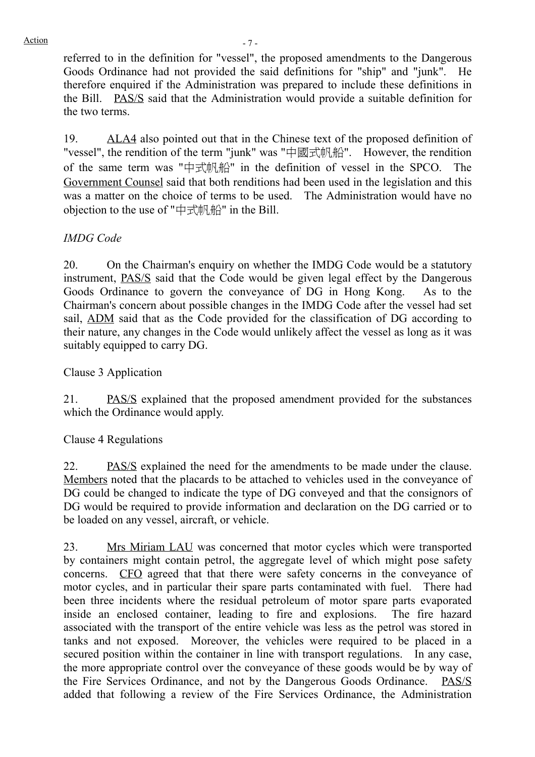referred to in the definition for "vessel", the proposed amendments to the Dangerous Goods Ordinance had not provided the said definitions for "ship" and "junk". He therefore enquired if the Administration was prepared to include these definitions in the Bill. PAS/S said that the Administration would provide a suitable definition for the two terms.

19. ALA4 also pointed out that in the Chinese text of the proposed definition of "vessel", the rendition of the term "junk" was "中國式帆船". However, the rendition of the same term was "中式帆船" in the definition of vessel in the SPCO. The Government Counsel said that both renditions had been used in the legislation and this was a matter on the choice of terms to be used. The Administration would have no objection to the use of "中式帆船" in the Bill.

*IMDG Code*

20. On the Chairman's enquiry on whether the IMDG Code would be a statutory instrument, PAS/S said that the Code would be given legal effect by the Dangerous Goods Ordinance to govern the conveyance of DG in Hong Kong. As to the Chairman's concern about possible changes in the IMDG Code after the vessel had set sail, ADM said that as the Code provided for the classification of DG according to their nature, any changes in the Code would unlikely affect the vessel as long as it was suitably equipped to carry DG.

Clause 3 Application

21. PAS/S explained that the proposed amendment provided for the substances which the Ordinance would apply.

Clause 4 Regulations

22. PAS/S explained the need for the amendments to be made under the clause. Members noted that the placards to be attached to vehicles used in the conveyance of DG could be changed to indicate the type of DG conveyed and that the consignors of DG would be required to provide information and declaration on the DG carried or to be loaded on any vessel, aircraft, or vehicle.

23. Mrs Miriam LAU was concerned that motor cycles which were transported by containers might contain petrol, the aggregate level of which might pose safety concerns. CFO agreed that that there were safety concerns in the conveyance of motor cycles, and in particular their spare parts contaminated with fuel. There had been three incidents where the residual petroleum of motor spare parts evaporated inside an enclosed container, leading to fire and explosions. The fire hazard associated with the transport of the entire vehicle was less as the petrol was stored in tanks and not exposed. Moreover, the vehicles were required to be placed in a secured position within the container in line with transport regulations. In any case, the more appropriate control over the conveyance of these goods would be by way of the Fire Services Ordinance, and not by the Dangerous Goods Ordinance. PAS/S added that following a review of the Fire Services Ordinance, the Administration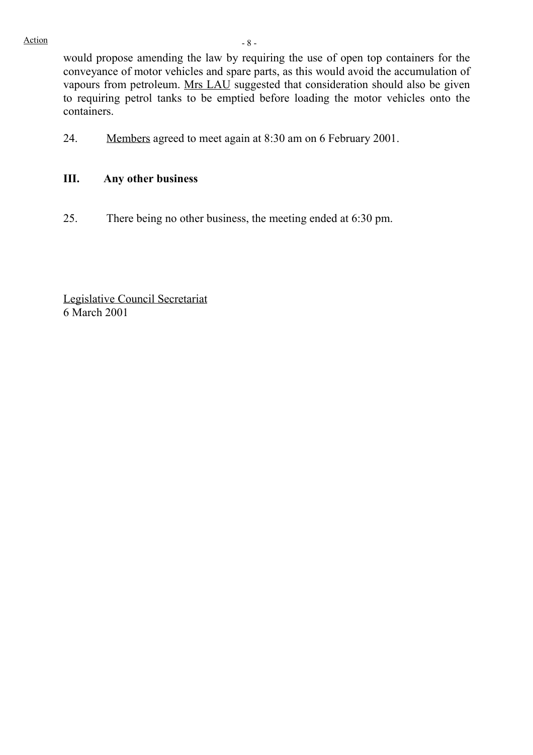would propose amending the law by requiring the use of open top containers for the conveyance of motor vehicles and spare parts, as this would avoid the accumulation of vapours from petroleum. Mrs LAU suggested that consideration should also be given to requiring petrol tanks to be emptied before loading the motor vehicles onto the containers.

24. Members agreed to meet again at 8:30 am on 6 February 2001.

## III. Any other business

25. There being no other business, the meeting ended at 6:30 pm.

Legislative Council Secretariat
6 March 2001